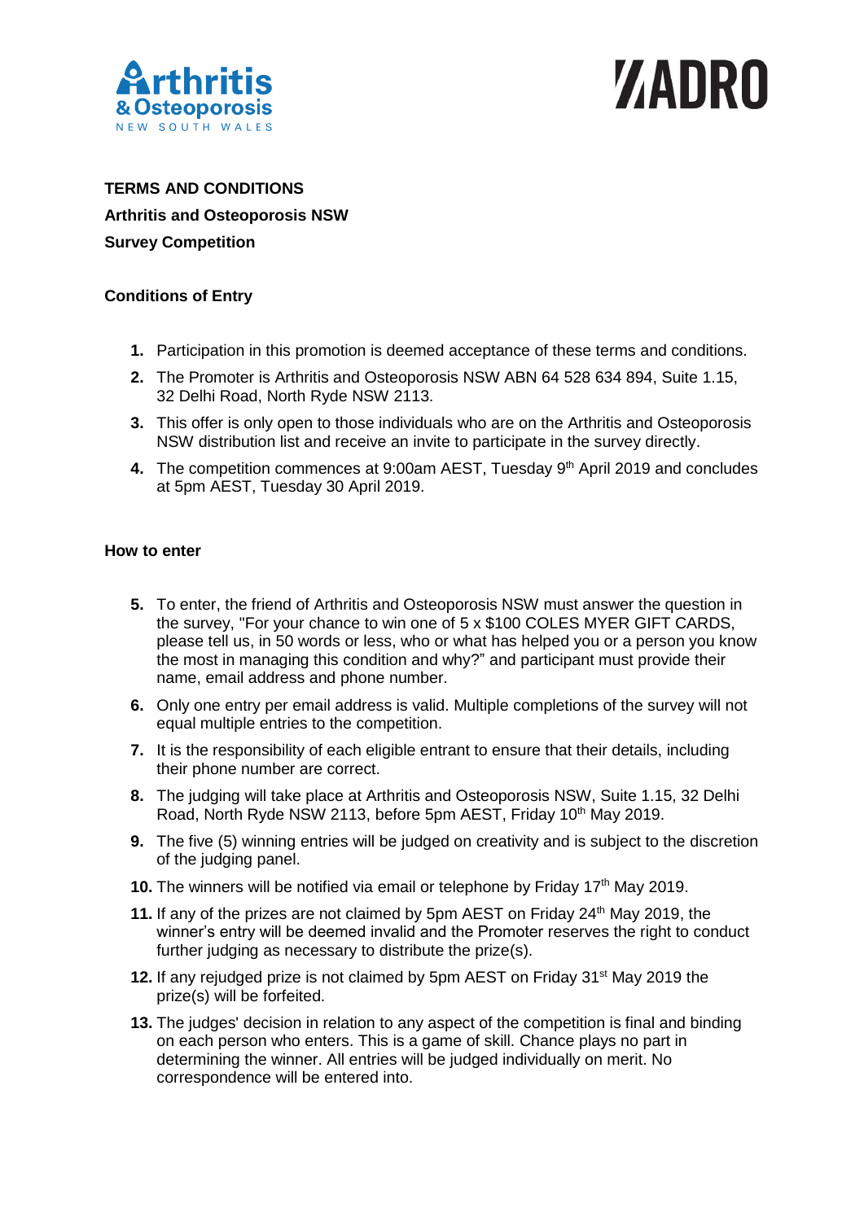**TERMS AND CONDITIONS**

**Arthritis and Osteoporosis NSW**

**Survey Competition**

**Conditions of Entry**

1. Participation in this promotion is deemed acceptance of these terms and conditions.
2. The Promoter is Arthritis and Osteoporosis NSW ABN 64 528 634 894, Suite 1.15, 32 Delhi Road, North Ryde NSW 2113.
3. This offer is only open to those individuals who are on the Arthritis and Osteoporosis NSW distribution list and receive an invite to participate in the survey directly.
4. The competition commences at 9:00am AEST, Tuesday 9th April 2019 and concludes at 5pm AEST, Tuesday 30 April 2019.

**How to enter**

5. To enter, the friend of Arthritis and Osteoporosis NSW must answer the question in the survey, "For your chance to win one of 5 x $100 COLES MYER GIFT CARDS, please tell us, in 50 words or less, who or what has helped you or a person you know the most in managing this condition and why?" and participant must provide their name, email address and phone number.
6. Only one entry per email address is valid. Multiple completions of the survey will not equal multiple entries to the competition.
7. It is the responsibility of each eligible entrant to ensure that their details, including their phone number are correct.
8. The judging will take place at Arthritis and Osteoporosis NSW, Suite 1.15, 32 Delhi Road, North Ryde NSW 2113, before 5pm AEST, Friday 10th May 2019.
9. The five (5) winning entries will be judged on creativity and is subject to the discretion of the judging panel.
10. The winners will be notified via email or telephone by Friday 17th May 2019.
11. If any of the prizes are not claimed by 5pm AEST on Friday 24th May 2019, the winner's entry will be deemed invalid and the Promoter reserves the right to conduct further judging as necessary to distribute the prize(s).
12. If any rejudged prize is not claimed by 5pm AEST on Friday 31st May 2019 the prize(s) will be forfeited.
13. The judges' decision in relation to any aspect of the competition is final and binding on each person who enters. This is a game of skill. Chance plays no part in determining the winner. All entries will be judged individually on merit. No correspondence will be entered into.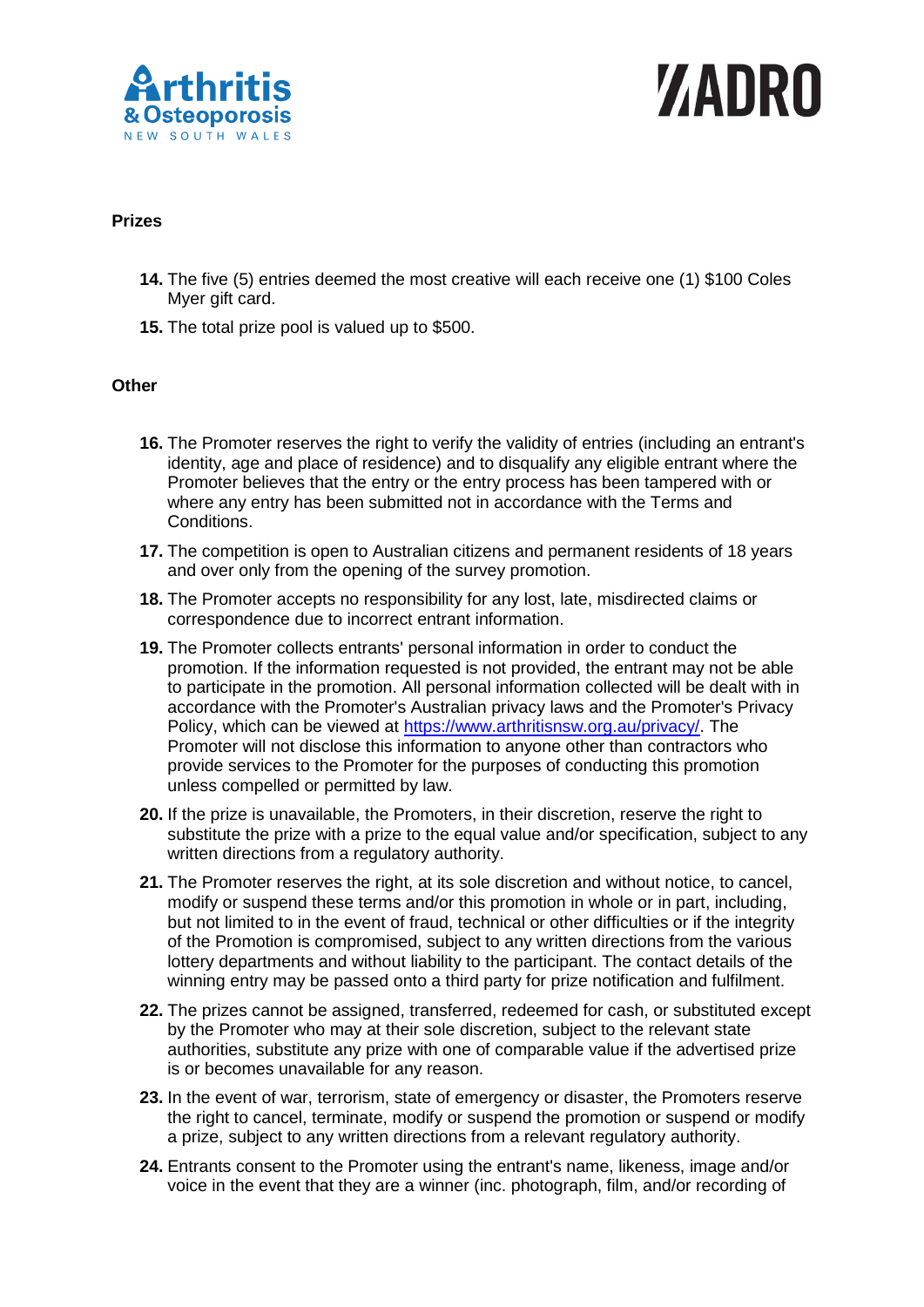**Prizes**

14. The five (5) entries deemed the most creative will each receive one (1) $100 Coles Myer gift card.
15. The total prize pool is valued up to $500.

**Other**

16. The Promoter reserves the right to verify the validity of entries (including an entrant's identity, age and place of residence) and to disqualify any eligible entrant where the Promoter believes that the entry or the entry process has been tampered with or where any entry has been submitted not in accordance with the Terms and Conditions.
17. The competition is open to Australian citizens and permanent residents of 18 years and over only from the opening of the survey promotion.
18. The Promoter accepts no responsibility for any lost, late, misdirected claims or correspondence due to incorrect entrant information.
19. The Promoter collects entrants' personal information in order to conduct the promotion. If the information requested is not provided, the entrant may not be able to participate in the promotion. All personal information collected will be dealt with in accordance with the Promoter's Australian privacy laws and the Promoter's Privacy Policy, which can be viewed at [https://www.arthritisnsw.org.au/privacy/](https://www.arthritisnsw.org.au/privacy/). The Promoter will not disclose this information to anyone other than contractors who provide services to the Promoter for the purposes of conducting this promotion unless compelled or permitted by law.
20. If the prize is unavailable, the Promoters, in their discretion, reserve the right to substitute the prize with a prize to the equal value and/or specification, subject to any written directions from a regulatory authority.
21. The Promoter reserves the right, at its sole discretion and without notice, to cancel, modify or suspend these terms and/or this promotion in whole or in part, including, but not limited to in the event of fraud, technical or other difficulties or if the integrity of the Promotion is compromised, subject to any written directions from the various lottery departments and without liability to the participant. The contact details of the winning entry may be passed onto a third party for prize notification and fulfilment.
22. The prizes cannot be assigned, transferred, redeemed for cash, or substituted except by the Promoter who may at their sole discretion, subject to the relevant state authorities, substitute any prize with one of comparable value if the advertised prize is or becomes unavailable for any reason.
23. In the event of war, terrorism, state of emergency or disaster, the Promoters reserve the right to cancel, terminate, modify or suspend the promotion or suspend or modify a prize, subject to any written directions from a relevant regulatory authority.
24. Entrants consent to the Promoter using the entrant's name, likeness, image and/or voice in the event that they are a winner (inc. photograph, film, and/or recording of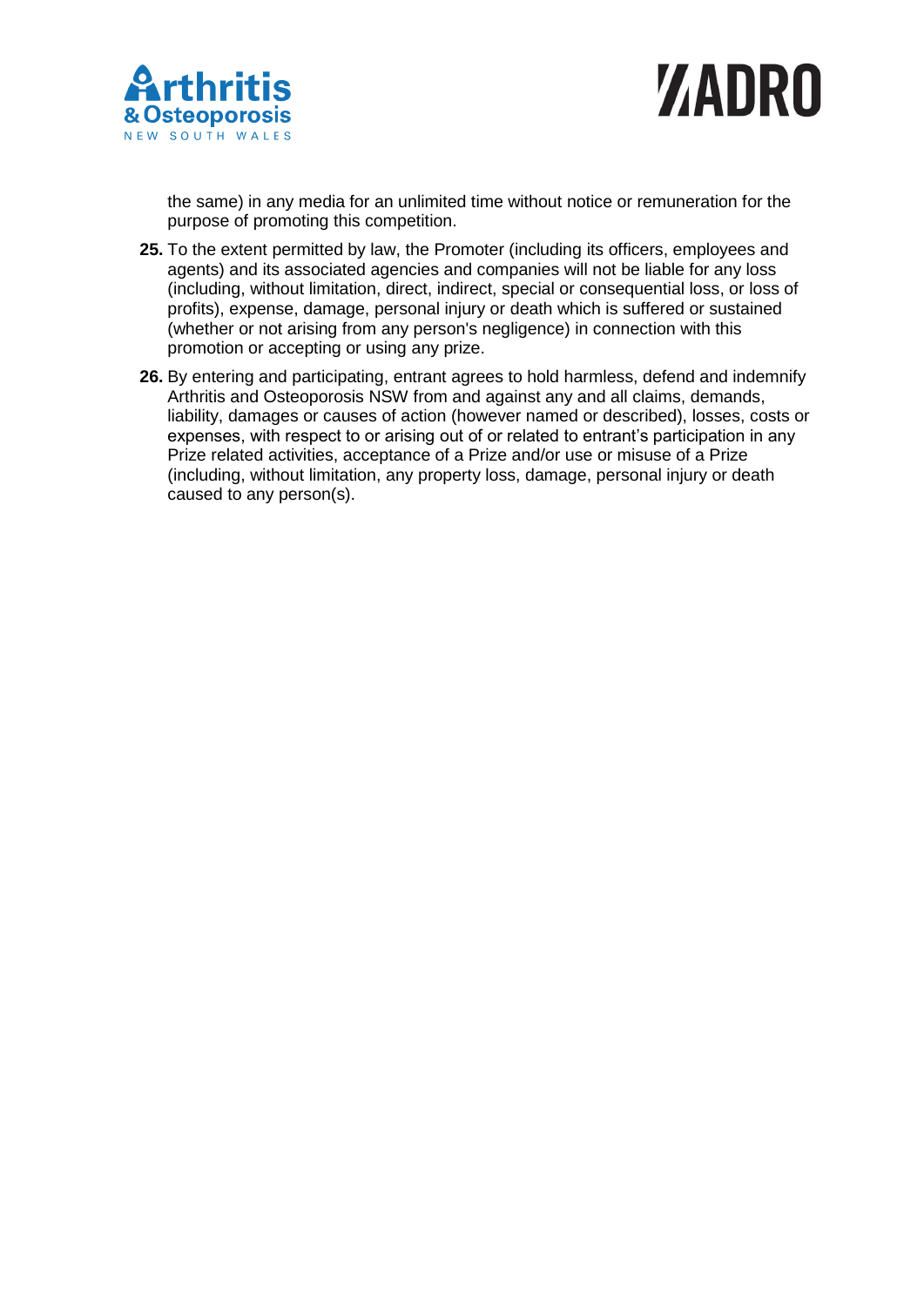the same) in any media for an unlimited time without notice or remuneration for the purpose of promoting this competition.

**25.** To the extent permitted by law, the Promoter (including its officers, employees and agents) and its associated agencies and companies will not be liable for any loss (including, without limitation, direct, indirect, special or consequential loss, or loss of profits), expense, damage, personal injury or death which is suffered or sustained (whether or not arising from any person's negligence) in connection with this promotion or accepting or using any prize.

**26.** By entering and participating, entrant agrees to hold harmless, defend and indemnify Arthritis and Osteoporosis NSW from and against any and all claims, demands, liability, damages or causes of action (however named or described), losses, costs or expenses, with respect to or arising out of or related to entrant's participation in any Prize related activities, acceptance of a Prize and/or use or misuse of a Prize (including, without limitation, any property loss, damage, personal injury or death caused to any person(s).